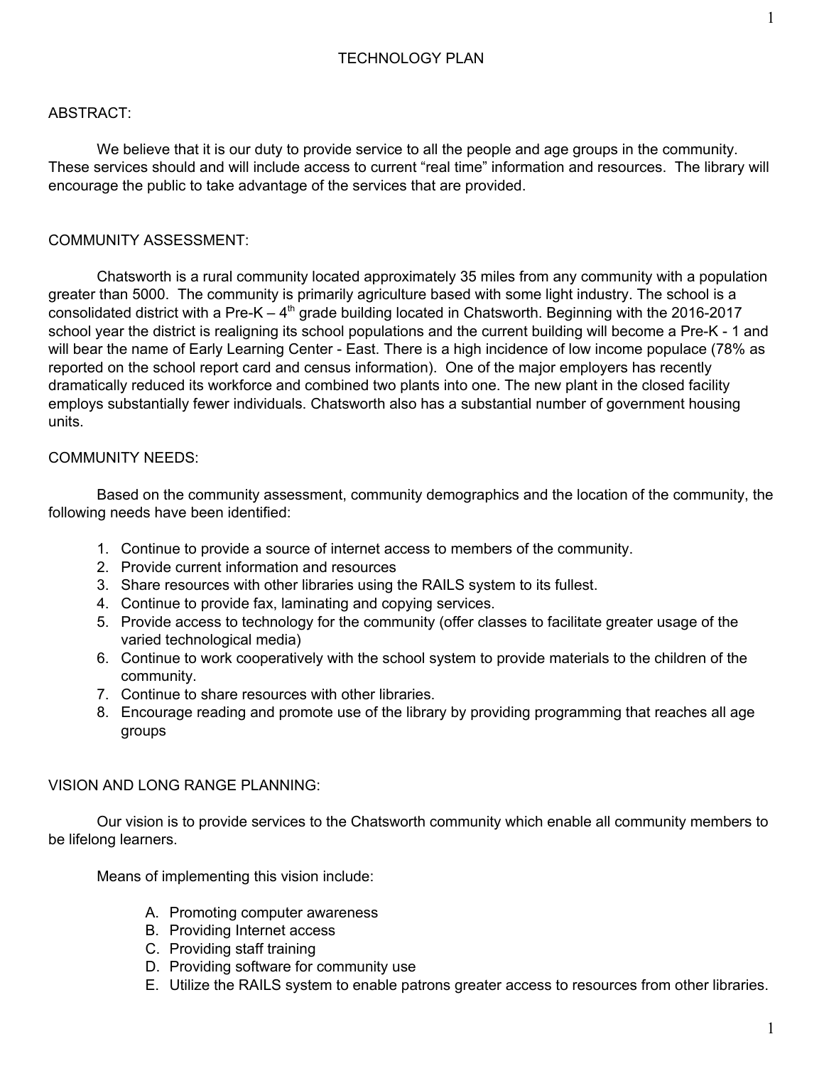# TECHNOLOGY PLAN

## ABSTRACT:

We believe that it is our duty to provide service to all the people and age groups in the community. These services should and will include access to current "real time" information and resources. The library will encourage the public to take advantage of the services that are provided.

## COMMUNITY ASSESSMENT:

Chatsworth is a rural community located approximately 35 miles from any community with a population greater than 5000. The community is primarily agriculture based with some light industry. The school is a consolidated district with a Pre-K – 4th grade building located in Chatsworth. Beginning with the 2016-2017 school year the district is realigning its school populations and the current building will become a Pre-K - 1 and will bear the name of Early Learning Center - East. There is a high incidence of low income populace (78% as reported on the school report card and census information). One of the major employers has recently dramatically reduced its workforce and combined two plants into one. The new plant in the closed facility employs substantially fewer individuals. Chatsworth also has a substantial number of government housing units.

## COMMUNITY NEEDS:

Based on the community assessment, community demographics and the location of the community, the following needs have been identified:

1. Continue to provide a source of internet access to members of the community.
2. Provide current information and resources
3. Share resources with other libraries using the RAILS system to its fullest.
4. Continue to provide fax, laminating and copying services.
5. Provide access to technology for the community (offer classes to facilitate greater usage of the varied technological media)
6. Continue to work cooperatively with the school system to provide materials to the children of the community.
7. Continue to share resources with other libraries.
8. Encourage reading and promote use of the library by providing programming that reaches all age groups

## VISION AND LONG RANGE PLANNING:

Our vision is to provide services to the Chatsworth community which enable all community members to be lifelong learners.

Means of implementing this vision include:

A. Promoting computer awareness
B. Providing Internet access
C. Providing staff training
D. Providing software for community use
E. Utilize the RAILS system to enable patrons greater access to resources from other libraries.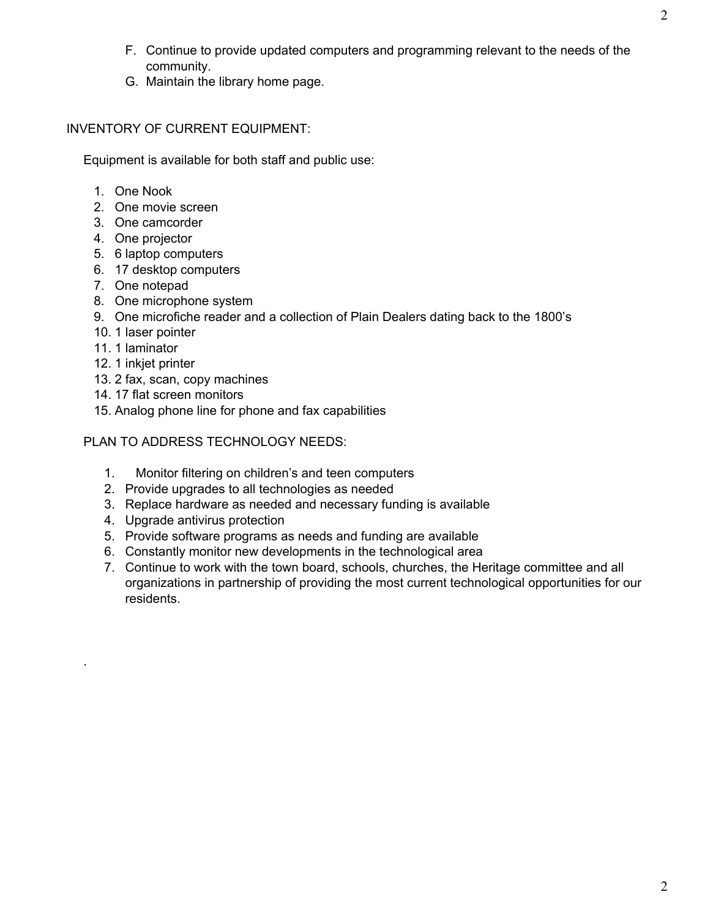F. Continue to provide updated computers and programming relevant to the needs of the community.
G. Maintain the library home page.

## INVENTORY OF CURRENT EQUIPMENT:

Equipment is available for both staff and public use:

1. One Nook
2. One movie screen
3. One camcorder
4. One projector
5. 6 laptop computers
6. 17 desktop computers
7. One notepad
8. One microphone system
9. One microfiche reader and a collection of Plain Dealers dating back to the 1800's
10. 1 laser pointer
11. 1 laminator
12. 1 inkjet printer
13. 2 fax, scan, copy machines
14. 17 flat screen monitors
15. Analog phone line for phone and fax capabilities

## PLAN TO ADDRESS TECHNOLOGY NEEDS:

1. Monitor filtering on children's and teen computers
2. Provide upgrades to all technologies as needed
3. Replace hardware as needed and necessary funding is available
4. Upgrade antivirus protection
5. Provide software programs as needs and funding are available
6. Constantly monitor new developments in the technological area
7. Continue to work with the town board, schools, churches, the Heritage committee and all organizations in partnership of providing the most current technological opportunities for our residents.